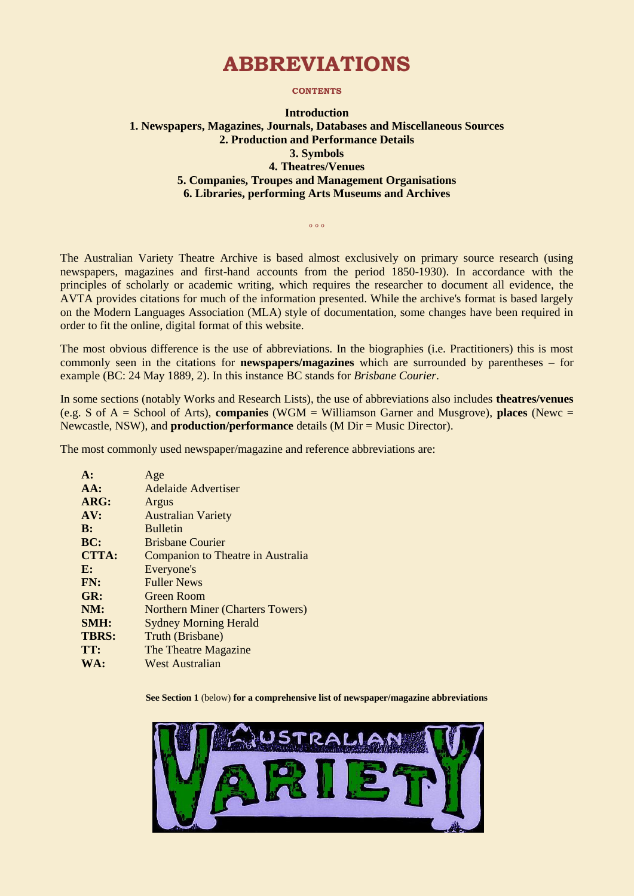# ABBREVIATIONS

**CONTENTS**

**Introduction**
**1. Newspapers, Magazines, Journals, Databases and Miscellaneous Sources**
**2. Production and Performance Details**
**3. Symbols**
**4. Theatres/Venues**
**5. Companies, Troupes and Management Organisations**
**6. Libraries, performing Arts Museums and Archives**

o o o

The Australian Variety Theatre Archive is based almost exclusively on primary source research (using newspapers, magazines and first-hand accounts from the period 1850-1930). In accordance with the principles of scholarly or academic writing, which requires the researcher to document all evidence, the AVTA provides citations for much of the information presented. While the archive's format is based largely on the Modern Languages Association (MLA) style of documentation, some changes have been required in order to fit the online, digital format of this website.

The most obvious difference is the use of abbreviations. In the biographies (i.e. Practitioners) this is most commonly seen in the citations for **newspapers/magazines** which are surrounded by parentheses – for example (BC: 24 May 1889, 2). In this instance BC stands for *Brisbane Courier*.

In some sections (notably Works and Research Lists), the use of abbreviations also includes **theatres/venues** (e.g. S of A = School of Arts), **companies** (WGM = Williamson Garner and Musgrove), **places** (Newc = Newcastle, NSW), and **production/performance** details (M Dir = Music Director).

The most commonly used newspaper/magazine and reference abbreviations are:

| | |
|---|---|
| **A:** | Age |
| **AA:** | Adelaide Advertiser |
| **ARG:** | Argus |
| **AV:** | Australian Variety |
| **B:** | Bulletin |
| **BC:** | Brisbane Courier |
| **CTTA:** | Companion to Theatre in Australia |
| **E:** | Everyone's |
| **FN:** | Fuller News |
| **GR:** | Green Room |
| **NM:** | Northern Miner (Charters Towers) |
| **SMH:** | Sydney Morning Herald |
| **TBRS:** | Truth (Brisbane) |
| **TT:** | The Theatre Magazine |
| **WA:** | West Australian |

**See Section 1** (below) **for a comprehensive list of newspaper/magazine abbreviations**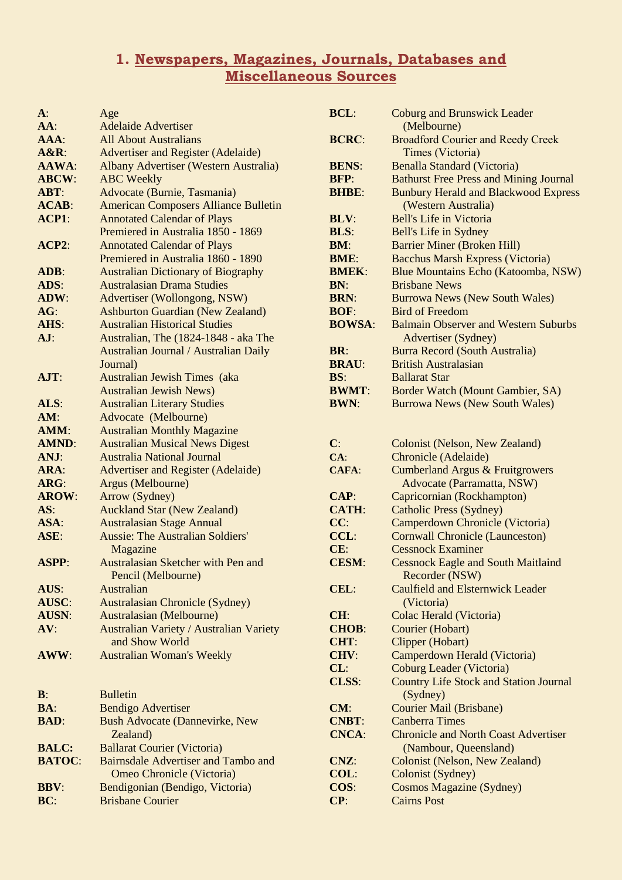## 1. Newspapers, Magazines, Journals, Databases and Miscellaneous Sources

**A**: Age
**AA**: Adelaide Advertiser
**AAA**: All About Australians
**A&R**: Advertiser and Register (Adelaide)
**AAWA**: Albany Advertiser (Western Australia)
**ABCW**: ABC Weekly
**ABT**: Advocate (Burnie, Tasmania)
**ACAB**: American Composers Alliance Bulletin
**ACP1**: Annotated Calendar of Plays Premiered in Australia 1850 - 1869
**ACP2**: Annotated Calendar of Plays Premiered in Australia 1860 - 1890
**ADB**: Australian Dictionary of Biography
**ADS**: Australasian Drama Studies
**ADW**: Advertiser (Wollongong, NSW)
**AG**: Ashburton Guardian (New Zealand)
**AHS**: Australian Historical Studies
**AJ**: Australian, The (1824-1848 - aka The Australian Journal / Australian Daily Journal)
**AJT**: Australian Jewish Times (aka Australian Jewish News)
**ALS**: Australian Literary Studies
**AM**: Advocate (Melbourne)
**AMM**: Australian Monthly Magazine
**AMND**: Australian Musical News Digest
**ANJ**: Australia National Journal
**ARA**: Advertiser and Register (Adelaide)
**ARG**: Argus (Melbourne)
**AROW**: Arrow (Sydney)
**AS**: Auckland Star (New Zealand)
**ASA**: Australasian Stage Annual
**ASE**: Aussie: The Australian Soldiers' Magazine
**ASPP**: Australasian Sketcher with Pen and Pencil (Melbourne)
**AUS**: Australian
**AUSC**: Australasian Chronicle (Sydney)
**AUSN**: Australasian (Melbourne)
**AV**: Australian Variety / Australian Variety and Show World
**AWW**: Australian Woman's Weekly

**B**: Bulletin
**BA**: Bendigo Advertiser
**BAD**: Bush Advocate (Dannevirke, New Zealand)
**BALC:** Ballarat Courier (Victoria)
**BATOC**: Bairnsdale Advertiser and Tambo and Omeo Chronicle (Victoria)
**BBV**: Bendigonian (Bendigo, Victoria)
**BC**: Brisbane Courier
**BCL**: Coburg and Brunswick Leader (Melbourne)
**BCRC**: Broadford Courier and Reedy Creek Times (Victoria)
**BENS**: Benalla Standard (Victoria)
**BFP**: Bathurst Free Press and Mining Journal
**BHBE**: Bunbury Herald and Blackwood Express (Western Australia)
**BLV**: Bell's Life in Victoria
**BLS**: Bell's Life in Sydney
**BM**: Barrier Miner (Broken Hill)
**BME**: Bacchus Marsh Express (Victoria)
**BMEK**: Blue Mountains Echo (Katoomba, NSW)
**BN**: Brisbane News
**BRN**: Burrowa News (New South Wales)
**BOF**: Bird of Freedom
**BOWSA**: Balmain Observer and Western Suburbs Advertiser (Sydney)
**BR**: Burra Record (South Australia)
**BRAU**: British Australasian
**BS**: Ballarat Star
**BWMT**: Border Watch (Mount Gambier, SA)
**BWN**: Burrowa News (New South Wales)

**C**: Colonist (Nelson, New Zealand)
**CA**: Chronicle (Adelaide)
**CAFA**: Cumberland Argus & Fruitgrowers Advocate (Parramatta, NSW)
**CAP**: Capricornian (Rockhampton)
**CATH**: Catholic Press (Sydney)
**CC**: Camperdown Chronicle (Victoria)
**CCL**: Cornwall Chronicle (Launceston)
**CE**: Cessnock Examiner
**CESM**: Cessnock Eagle and South Maitlaind Recorder (NSW)
**CEL**: Caulfield and Elsternwick Leader (Victoria)
**CH**: Colac Herald (Victoria)
**CHOB**: Courier (Hobart)
**CHT**: Clipper (Hobart)
**CHV**: Camperdown Herald (Victoria)
**CL**: Coburg Leader (Victoria)
**CLSS**: Country Life Stock and Station Journal (Sydney)
**CM**: Courier Mail (Brisbane)
**CNBT**: Canberra Times
**CNCA**: Chronicle and North Coast Advertiser (Nambour, Queensland)
**CNZ**: Colonist (Nelson, New Zealand)
**COL**: Colonist (Sydney)
**COS**: Cosmos Magazine (Sydney)
**CP**: Cairns Post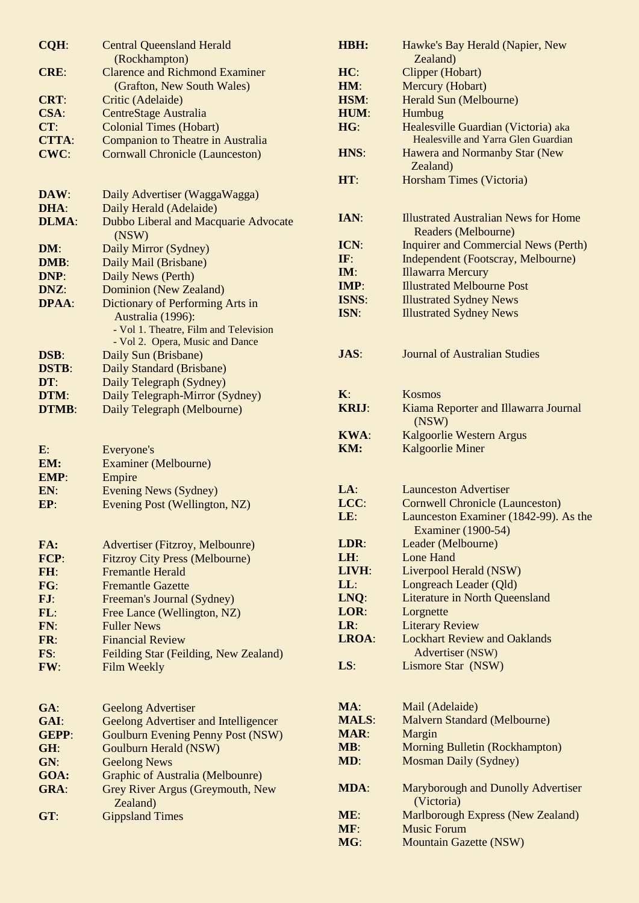**CQH**: Central Queensland Herald (Rockhampton)
**CRE**: Clarence and Richmond Examiner (Grafton, New South Wales)
**CRT**: Critic (Adelaide)
**CSA**: CentreStage Australia
**CT**: Colonial Times (Hobart)
**CTTA**: Companion to Theatre in Australia
**CWC**: Cornwall Chronicle (Launceston)

**DAW**: Daily Advertiser (WaggaWagga)
**DHA**: Daily Herald (Adelaide)
**DLMA**: Dubbo Liberal and Macquarie Advocate (NSW)
**DM**: Daily Mirror (Sydney)
**DMB**: Daily Mail (Brisbane)
**DNP**: Daily News (Perth)
**DNZ**: Dominion (New Zealand)
**DPAA**: Dictionary of Performing Arts in Australia (1996):
- Vol 1. Theatre, Film and Television
- Vol 2. Opera, Music and Dance

**DSB**: Daily Sun (Brisbane)
**DSTB**: Daily Standard (Brisbane)
**DT**: Daily Telegraph (Sydney)
**DTM**: Daily Telegraph-Mirror (Sydney)
**DTMB**: Daily Telegraph (Melbourne)

**E**: Everyone's
**EM:** Examiner (Melbourne)
**EMP**: Empire
**EN**: Evening News (Sydney)
**EP**: Evening Post (Wellington, NZ)

**FA:** Advertiser (Fitzroy, Melbounre)
**FCP**: Fitzroy City Press (Melbourne)
**FH**: Fremantle Herald
**FG**: Fremantle Gazette
**FJ**: Freeman's Journal (Sydney)
**FL**: Free Lance (Wellington, NZ)
**FN**: Fuller News
**FR**: Financial Review
**FS**: Feilding Star (Feilding, New Zealand)
**FW**: Film Weekly

**GA**: Geelong Advertiser
**GAI**: Geelong Advertiser and Intelligencer
**GEPP**: Goulburn Evening Penny Post (NSW)
**GH**: Goulburn Herald (NSW)
**GN**: Geelong News
**GOA:** Graphic of Australia (Melbounre)
**GRA**: Grey River Argus (Greymouth, New Zealand)
**GT**: Gippsland Times

**HBH:** Hawke's Bay Herald (Napier, New Zealand)
**HC**: Clipper (Hobart)
**HM**: Mercury (Hobart)
**HSM**: Herald Sun (Melbourne)
**HUM**: Humbug
**HG**: Healesville Guardian (Victoria) aka Healesville and Yarra Glen Guardian
**HNS**: Hawera and Normanby Star (New Zealand)
**HT**: Horsham Times (Victoria)

**IAN**: Illustrated Australian News for Home Readers (Melbourne)
**ICN**: Inquirer and Commercial News (Perth)
**IF**: Independent (Footscray, Melbourne)
**IM**: Illawarra Mercury
**IMP**: Illustrated Melbourne Post
**ISNS**: Illustrated Sydney News
**ISN**: Illustrated Sydney News

**JAS**: Journal of Australian Studies

**K**: Kosmos
**KRIJ**: Kiama Reporter and Illawarra Journal (NSW)
**KWA**: Kalgoorlie Western Argus
**KM:** Kalgoorlie Miner

**LA**: Launceston Advertiser
**LCC**: Cornwell Chronicle (Launceston)
**LE**: Launceston Examiner (1842-99). As the Examiner (1900-54)
**LDR**: Leader (Melbourne)
**LH**: Lone Hand
**LIVH**: Liverpool Herald (NSW)
**LL**: Longreach Leader (Qld)
**LNQ**: Literature in North Queensland
**LOR**: Lorgnette
**LR**: Literary Review
**LROA**: Lockhart Review and Oaklands Advertiser (NSW)
**LS**: Lismore Star (NSW)

**MA**: Mail (Adelaide)
**MALS**: Malvern Standard (Melbourne)
**MAR**: Margin
**MB**: Morning Bulletin (Rockhampton)
**MD**: Mosman Daily (Sydney)
**MDA**: Maryborough and Dunolly Advertiser (Victoria)
**ME**: Marlborough Express (New Zealand)
**MF**: Music Forum
**MG**: Mountain Gazette (NSW)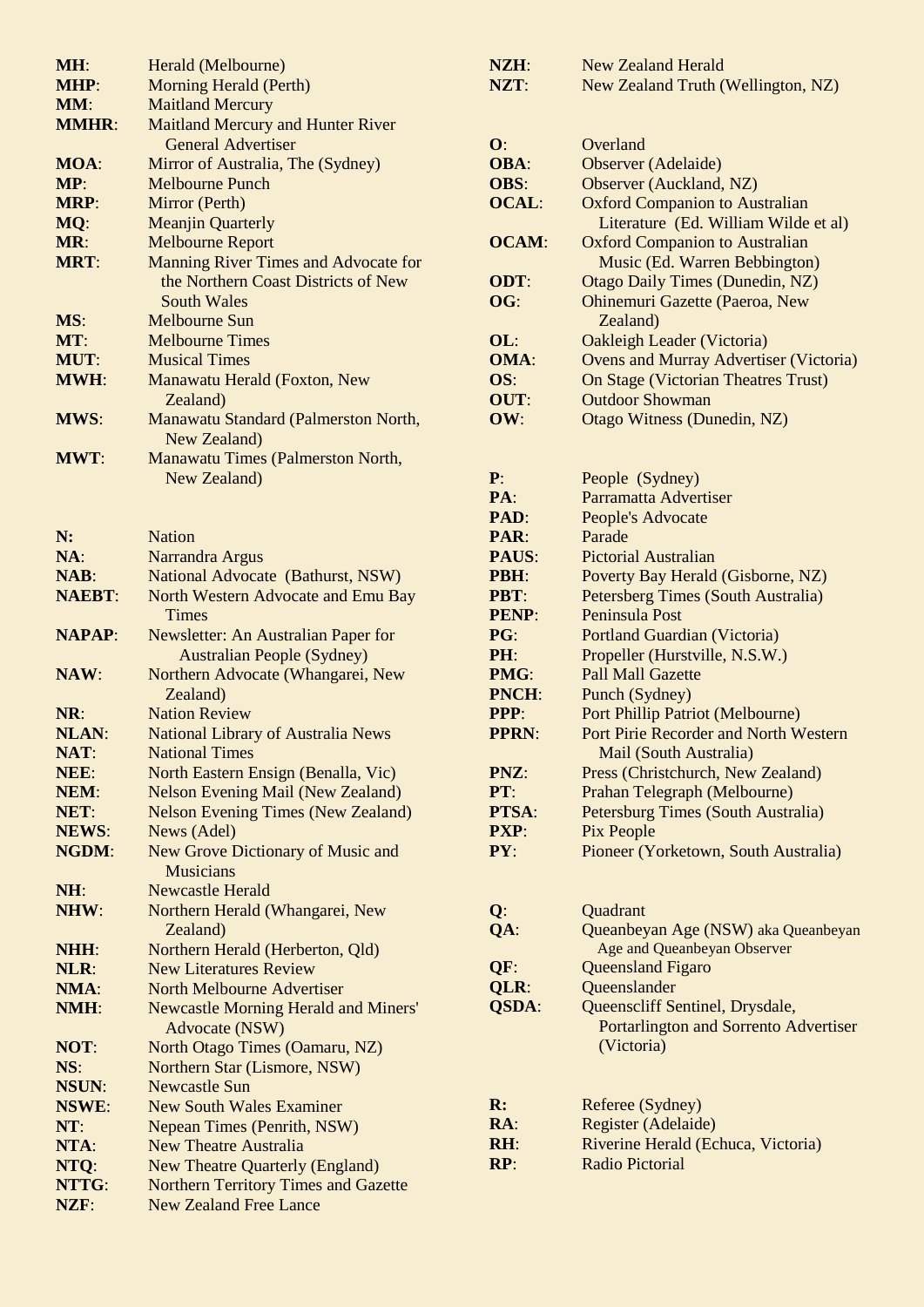**MH**: Herald (Melbourne)
**MHP**: Morning Herald (Perth)
**MM**: Maitland Mercury
**MMHR**: Maitland Mercury and Hunter River General Advertiser
**MOA**: Mirror of Australia, The (Sydney)
**MP**: Melbourne Punch
**MRP**: Mirror (Perth)
**MQ**: Meanjin Quarterly
**MR**: Melbourne Report
**MRT**: Manning River Times and Advocate for the Northern Coast Districts of New South Wales
**MS**: Melbourne Sun
**MT**: Melbourne Times
**MUT**: Musical Times
**MWH**: Manawatu Herald (Foxton, New Zealand)
**MWS**: Manawatu Standard (Palmerston North, New Zealand)
**MWT**: Manawatu Times (Palmerston North, New Zealand)

**N:** Nation
**NA**: Narrandra Argus
**NAB**: National Advocate (Bathurst, NSW)
**NAEBT**: North Western Advocate and Emu Bay Times
**NAPAP**: Newsletter: An Australian Paper for Australian People (Sydney)
**NAW**: Northern Advocate (Whangarei, New Zealand)
**NR**: Nation Review
**NLAN**: National Library of Australia News
**NAT**: National Times
**NEE**: North Eastern Ensign (Benalla, Vic)
**NEM**: Nelson Evening Mail (New Zealand)
**NET**: Nelson Evening Times (New Zealand)
**NEWS**: News (Adel)
**NGDM**: New Grove Dictionary of Music and Musicians
**NH**: Newcastle Herald
**NHW**: Northern Herald (Whangarei, New Zealand)
**NHH**: Northern Herald (Herberton, Qld)
**NLR**: New Literatures Review
**NMA**: North Melbourne Advertiser
**NMH**: Newcastle Morning Herald and Miners' Advocate (NSW)
**NOT**: North Otago Times (Oamaru, NZ)
**NS**: Northern Star (Lismore, NSW)
**NSUN**: Newcastle Sun
**NSWE**: New South Wales Examiner
**NT**: Nepean Times (Penrith, NSW)
**NTA**: New Theatre Australia
**NTQ**: New Theatre Quarterly (England)
**NTTG**: Northern Territory Times and Gazette
**NZF**: New Zealand Free Lance
**NZH**: New Zealand Herald
**NZT**: New Zealand Truth (Wellington, NZ)

**O**: Overland
**OBA**: Observer (Adelaide)
**OBS**: Observer (Auckland, NZ)
**OCAL**: Oxford Companion to Australian Literature (Ed. William Wilde et al)
**OCAM**: Oxford Companion to Australian Music (Ed. Warren Bebbington)
**ODT**: Otago Daily Times (Dunedin, NZ)
**OG**: Ohinemuri Gazette (Paeroa, New Zealand)
**OL**: Oakleigh Leader (Victoria)
**OMA**: Ovens and Murray Advertiser (Victoria)
**OS**: On Stage (Victorian Theatres Trust)
**OUT**: Outdoor Showman
**OW**: Otago Witness (Dunedin, NZ)

**P**: People (Sydney)
**PA**: Parramatta Advertiser
**PAD**: People's Advocate
**PAR**: Parade
**PAUS**: Pictorial Australian
**PBH**: Poverty Bay Herald (Gisborne, NZ)
**PBT**: Petersberg Times (South Australia)
**PENP**: Peninsula Post
**PG**: Portland Guardian (Victoria)
**PH**: Propeller (Hurstville, N.S.W.)
**PMG**: Pall Mall Gazette
**PNCH**: Punch (Sydney)
**PPP**: Port Phillip Patriot (Melbourne)
**PPRN**: Port Pirie Recorder and North Western Mail (South Australia)
**PNZ**: Press (Christchurch, New Zealand)
**PT**: Prahan Telegraph (Melbourne)
**PTSA**: Petersburg Times (South Australia)
**PXP**: Pix People
**PY**: Pioneer (Yorketown, South Australia)

**Q**: Quadrant
**QA**: Queanbeyan Age (NSW) aka Queanbeyan Age and Queanbeyan Observer
**QF**: Queensland Figaro
**QLR**: Queenslander
**QSDA**: Queenscliff Sentinel, Drysdale, Portarlington and Sorrento Advertiser (Victoria)

**R:** Referee (Sydney)
**RA**: Register (Adelaide)
**RH**: Riverine Herald (Echuca, Victoria)
**RP**: Radio Pictorial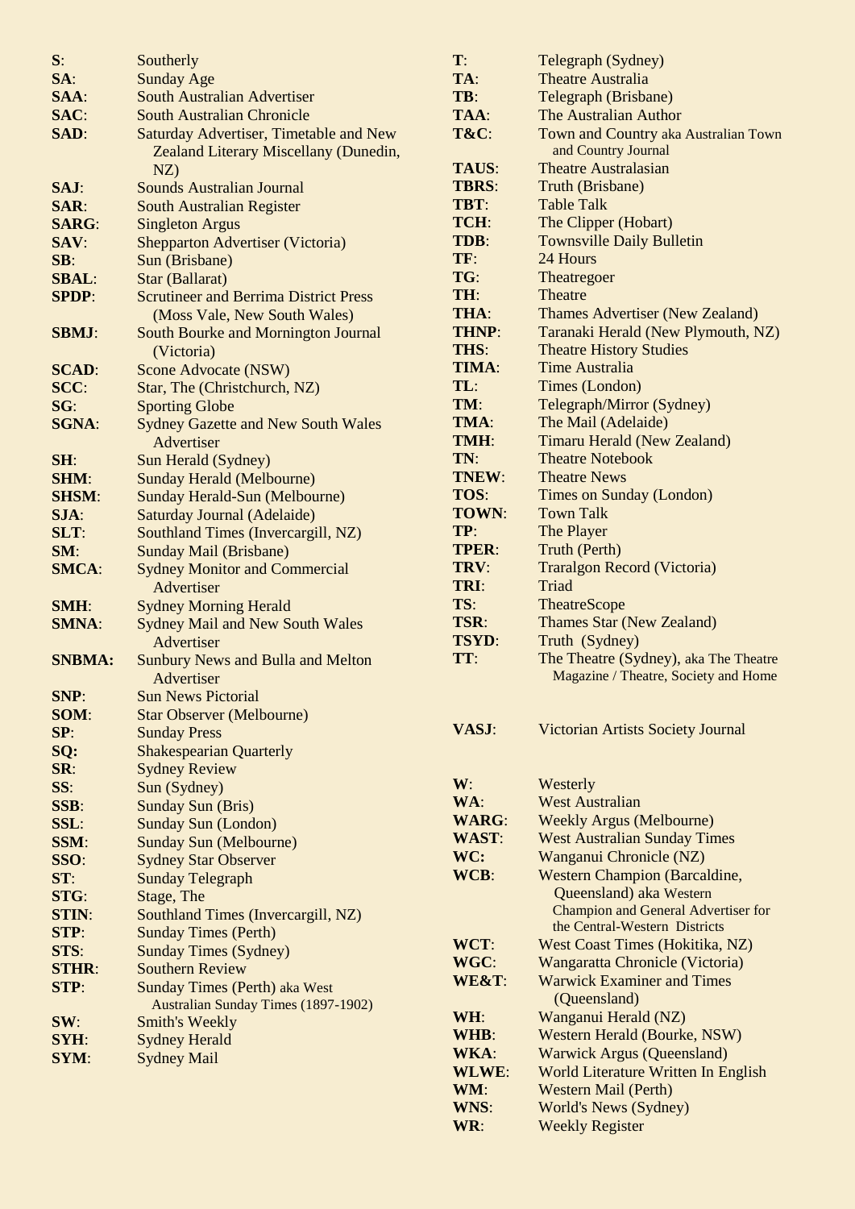**S**: Southerly
**SA**: Sunday Age
**SAA**: South Australian Advertiser
**SAC**: South Australian Chronicle
**SAD**: Saturday Advertiser, Timetable and New Zealand Literary Miscellany (Dunedin, NZ)
**SAJ**: Sounds Australian Journal
**SAR**: South Australian Register
**SARG**: Singleton Argus
**SAV**: Shepparton Advertiser (Victoria)
**SB**: Sun (Brisbane)
**SBAL**: Star (Ballarat)
**SPDP**: Scrutineer and Berrima District Press (Moss Vale, New South Wales)
**SBMJ**: South Bourke and Mornington Journal (Victoria)
**SCAD**: Scone Advocate (NSW)
**SCC**: Star, The (Christchurch, NZ)
**SG**: Sporting Globe
**SGNA**: Sydney Gazette and New South Wales Advertiser
**SH**: Sun Herald (Sydney)
**SHM**: Sunday Herald (Melbourne)
**SHSM**: Sunday Herald-Sun (Melbourne)
**SJA**: Saturday Journal (Adelaide)
**SLT**: Southland Times (Invercargill, NZ)
**SM**: Sunday Mail (Brisbane)
**SMCA**: Sydney Monitor and Commercial Advertiser
**SMH**: Sydney Morning Herald
**SMNA**: Sydney Mail and New South Wales Advertiser
**SNBMA:** Sunbury News and Bulla and Melton Advertiser
**SNP**: Sun News Pictorial
**SOM**: Star Observer (Melbourne)
**SP**: Sunday Press
**SQ:** Shakespearian Quarterly
**SR**: Sydney Review
**SS**: Sun (Sydney)
**SSB**: Sunday Sun (Bris)
**SSL**: Sunday Sun (London)
**SSM**: Sunday Sun (Melbourne)
**SSO**: Sydney Star Observer
**ST**: Sunday Telegraph
**STG**: Stage, The
**STIN**: Southland Times (Invercargill, NZ)
**STP**: Sunday Times (Perth)
**STS**: Sunday Times (Sydney)
**STHR**: Southern Review
**STP**: Sunday Times (Perth) aka West Australian Sunday Times (1897-1902)
**SW**: Smith's Weekly
**SYH**: Sydney Herald
**SYM**: Sydney Mail

**T**: Telegraph (Sydney)
**TA**: Theatre Australia
**TB**: Telegraph (Brisbane)
**TAA**: The Australian Author
**T&C**: Town and Country aka Australian Town and Country Journal
**TAUS**: Theatre Australasian
**TBRS**: Truth (Brisbane)
**TBT**: Table Talk
**TCH**: The Clipper (Hobart)
**TDB**: Townsville Daily Bulletin
**TF**: 24 Hours
**TG**: Theatregoer
**TH**: Theatre
**THA**: Thames Advertiser (New Zealand)
**THNP**: Taranaki Herald (New Plymouth, NZ)
**THS**: Theatre History Studies
**TIMA**: Time Australia
**TL**: Times (London)
**TM**: Telegraph/Mirror (Sydney)
**TMA**: The Mail (Adelaide)
**TMH**: Timaru Herald (New Zealand)
**TN**: Theatre Notebook
**TNEW**: Theatre News
**TOS**: Times on Sunday (London)
**TOWN**: Town Talk
**TP**: The Player
**TPER**: Truth (Perth)
**TRV**: Traralgon Record (Victoria)
**TRI**: Triad
**TS**: TheatreScope
**TSR**: Thames Star (New Zealand)
**TSYD**: Truth (Sydney)
**TT**: The Theatre (Sydney), aka The Theatre Magazine / Theatre, Society and Home

**VASJ**: Victorian Artists Society Journal

**W**: Westerly
**WA**: West Australian
**WARG**: Weekly Argus (Melbourne)
**WAST**: West Australian Sunday Times
**WC:** Wanganui Chronicle (NZ)
**WCB**: Western Champion (Barcaldine, Queensland) aka Western Champion and General Advertiser for the Central-Western Districts
**WCT**: West Coast Times (Hokitika, NZ)
**WGC**: Wangaratta Chronicle (Victoria)
**WE&T**: Warwick Examiner and Times (Queensland)
**WH**: Wanganui Herald (NZ)
**WHB**: Western Herald (Bourke, NSW)
**WKA**: Warwick Argus (Queensland)
**WLWE**: World Literature Written In English
**WM**: Western Mail (Perth)
**WNS**: World's News (Sydney)
**WR**: Weekly Register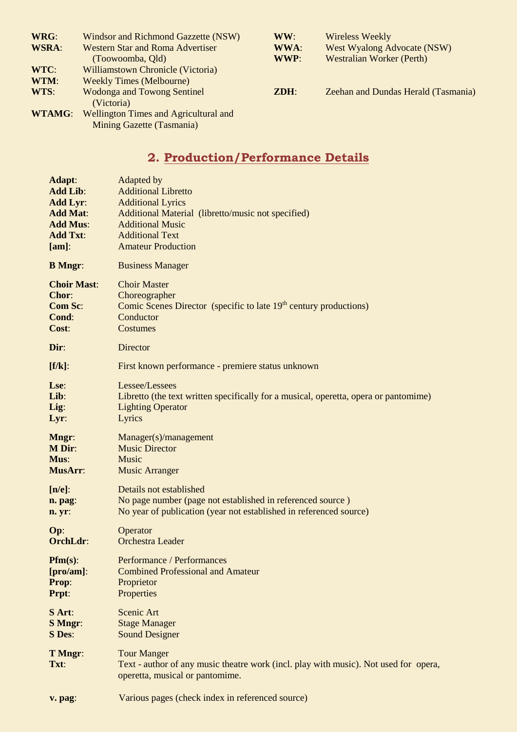**WRG**: Windsor and Richmond Gazzette (NSW)
**WSRA**: Western Star and Roma Advertiser (Toowoomba, Qld)
**WTC**: Williamstown Chronicle (Victoria)
**WTM**: Weekly Times (Melbourne)
**WTS**: Wodonga and Towong Sentinel (Victoria)
**WTAMG**: Wellington Times and Agricultural and Mining Gazette (Tasmania)
**WW**: Wireless Weekly
**WWA**: West Wyalong Advocate (NSW)
**WWP**: Westralian Worker (Perth)

**ZDH**: Zeehan and Dundas Herald (Tasmania)

## 2. Production/Performance Details

**Adapt**: Adapted by
**Add Lib**: Additional Libretto
**Add Lyr**: Additional Lyrics
**Add Mat**: Additional Material (libretto/music not specified)
**Add Mus**: Additional Music
**Add Txt**: Additional Text
**[am]**: Amateur Production

**B Mngr**: Business Manager

**Choir Mast**: Choir Master
**Chor**: Choreographer
**Com Sc**: Comic Scenes Director (specific to late 19th century productions)
**Cond**: Conductor
**Cost**: Costumes

**Dir**: Director

**[f/k]**: First known performance - premiere status unknown

**Lse**: Lessee/Lessees
**Lib**: Libretto (the text written specifically for a musical, operetta, opera or pantomime)
**Lig**: Lighting Operator
**Lyr**: Lyrics

**Mngr**: Manager(s)/management
**M Dir**: Music Director
**Mus**: Music
**MusArr**: Music Arranger

**[n/e]**: Details not established
**n. pag**: No page number (page not established in referenced source )
**n. yr**: No year of publication (year not established in referenced source)

**Op**: Operator
**OrchLdr**: Orchestra Leader

**Pfm(s)**: Performance / Performances
**[pro/am]**: Combined Professional and Amateur
**Prop**: Proprietor
**Prpt**: Properties

**S Art**: Scenic Art
**S Mngr**: Stage Manager
**S Des**: Sound Designer

**T Mngr**: Tour Manger
**Txt**: Text - author of any music theatre work (incl. play with music). Not used for opera, operetta, musical or pantomime.

**v. pag**: Various pages (check index in referenced source)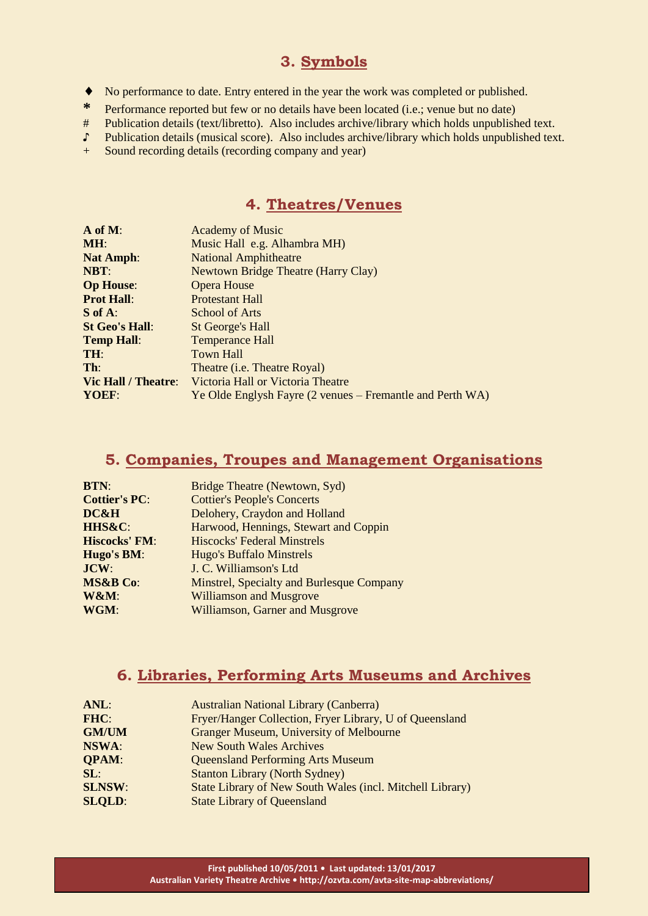## 3. Symbols

- ♦ No performance to date. Entry entered in the year the work was completed or published.
- * Performance reported but few or no details have been located (i.e.; venue but no date)
- # Publication details (text/libretto). Also includes archive/library which holds unpublished text.
- ♪ Publication details (musical score). Also includes archive/library which holds unpublished text.
- + Sound recording details (recording company and year)

## 4. Theatres/Venues

| | |
|---|---|
| **A of M**: | Academy of Music |
| **MH**: | Music Hall e.g. Alhambra MH) |
| **Nat Amph**: | National Amphitheatre |
| **NBT**: | Newtown Bridge Theatre (Harry Clay) |
| **Op House**: | Opera House |
| **Prot Hall**: | Protestant Hall |
| **S of A**: | School of Arts |
| **St Geo's Hall**: | St George's Hall |
| **Temp Hall**: | Temperance Hall |
| **TH**: | Town Hall |
| **Th**: | Theatre (i.e. Theatre Royal) |
| **Vic Hall / Theatre**: | Victoria Hall or Victoria Theatre |
| **YOEF**: | Ye Olde Englysh Fayre (2 venues – Fremantle and Perth WA) |

## 5. Companies, Troupes and Management Organisations

| | |
|---|---|
| **BTN**: | Bridge Theatre (Newtown, Syd) |
| **Cottier's PC**: | Cottier's People's Concerts |
| **DC&H** | Delohery, Craydon and Holland |
| **HHS&C**: | Harwood, Hennings, Stewart and Coppin |
| **Hiscocks' FM**: | Hiscocks' Federal Minstrels |
| **Hugo's BM**: | Hugo's Buffalo Minstrels |
| **JCW**: | J. C. Williamson's Ltd |
| **MS&B Co**: | Minstrel, Specialty and Burlesque Company |
| **W&M**: | Williamson and Musgrove |
| **WGM**: | Williamson, Garner and Musgrove |

## 6. Libraries, Performing Arts Museums and Archives

| | |
|---|---|
| **ANL**: | Australian National Library (Canberra) |
| **FHC**: | Fryer/Hanger Collection, Fryer Library, U of Queensland |
| **GM/UM** | Granger Museum, University of Melbourne |
| **NSWA**: | New South Wales Archives |
| **QPAM**: | Queensland Performing Arts Museum |
| **SL**: | Stanton Library (North Sydney) |
| **SLNSW**: | State Library of New South Wales (incl. Mitchell Library) |
| **SLQLD**: | State Library of Queensland |